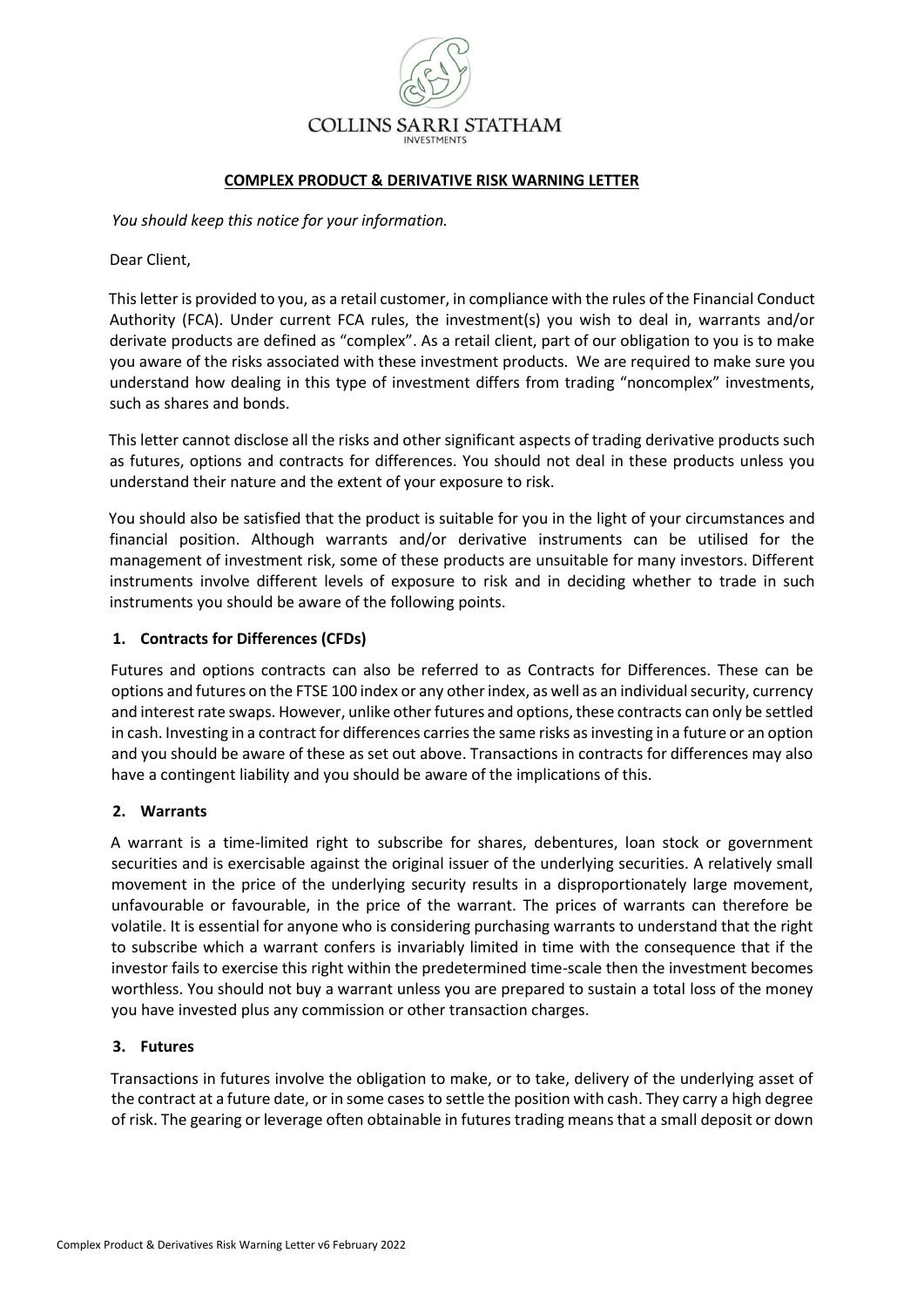COLLINS SARRI STATHAM

INVESTMENTS

# COMPLEX PRODUCT & DERIVATIVE RISK WARNING LETTER

*You should keep this notice for your information.*

Dear Client,

This letter is provided to you, as a retail customer, in compliance with the rules of the Financial Conduct Authority (FCA). Under current FCA rules, the investment(s) you wish to deal in, warrants and/or derivate products are defined as "complex". As a retail client, part of our obligation to you is to make you aware of the risks associated with these investment products. We are required to make sure you understand how dealing in this type of investment differs from trading "noncomplex" investments, such as shares and bonds.

This letter cannot disclose all the risks and other significant aspects of trading derivative products such as futures, options and contracts for differences. You should not deal in these products unless you understand their nature and the extent of your exposure to risk.

You should also be satisfied that the product is suitable for you in the light of your circumstances and financial position. Although warrants and/or derivative instruments can be utilised for the management of investment risk, some of these products are unsuitable for many investors. Different instruments involve different levels of exposure to risk and in deciding whether to trade in such instruments you should be aware of the following points.

## 1. Contracts for Differences (CFDs)

Futures and options contracts can also be referred to as Contracts for Differences. These can be options and futures on the FTSE 100 index or any other index, as well as an individual security, currency and interest rate swaps. However, unlike other futures and options, these contracts can only be settled in cash. Investing in a contract for differences carries the same risks as investing in a future or an option and you should be aware of these as set out above. Transactions in contracts for differences may also have a contingent liability and you should be aware of the implications of this.

## 2. Warrants

A warrant is a time-limited right to subscribe for shares, debentures, loan stock or government securities and is exercisable against the original issuer of the underlying securities. A relatively small movement in the price of the underlying security results in a disproportionately large movement, unfavourable or favourable, in the price of the warrant. The prices of warrants can therefore be volatile. It is essential for anyone who is considering purchasing warrants to understand that the right to subscribe which a warrant confers is invariably limited in time with the consequence that if the investor fails to exercise this right within the predetermined time-scale then the investment becomes worthless. You should not buy a warrant unless you are prepared to sustain a total loss of the money you have invested plus any commission or other transaction charges.

## 3. Futures

Transactions in futures involve the obligation to make, or to take, delivery of the underlying asset of the contract at a future date, or in some cases to settle the position with cash. They carry a high degree of risk. The gearing or leverage often obtainable in futures trading means that a small deposit or down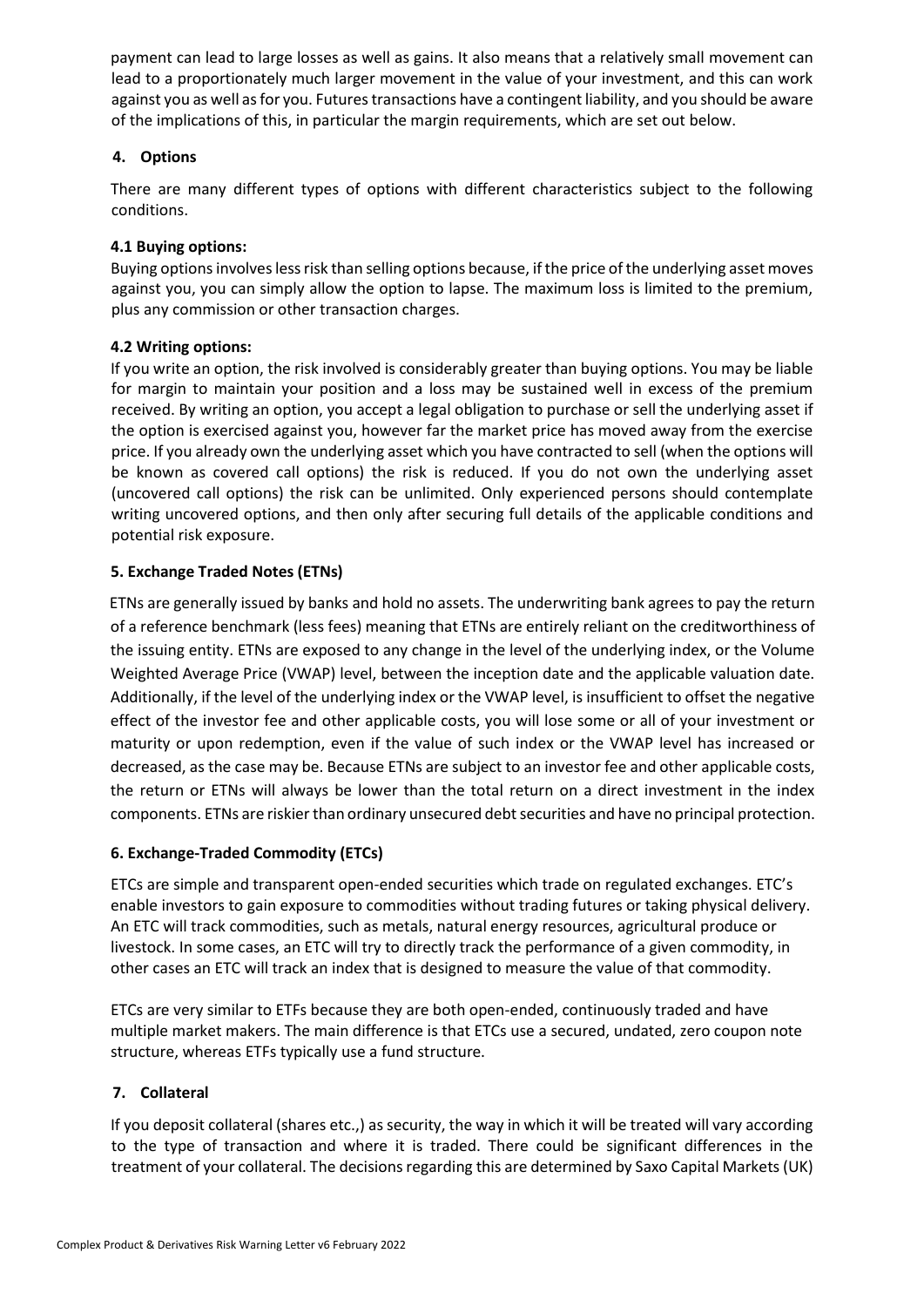payment can lead to large losses as well as gains. It also means that a relatively small movement can lead to a proportionately much larger movement in the value of your investment, and this can work against you as well as for you. Futures transactions have a contingent liability, and you should be aware of the implications of this, in particular the margin requirements, which are set out below.

## 4. Options

There are many different types of options with different characteristics subject to the following conditions.

### 4.1 Buying options:

Buying options involves less risk than selling options because, if the price of the underlying asset moves against you, you can simply allow the option to lapse. The maximum loss is limited to the premium, plus any commission or other transaction charges.

### 4.2 Writing options:

If you write an option, the risk involved is considerably greater than buying options. You may be liable for margin to maintain your position and a loss may be sustained well in excess of the premium received. By writing an option, you accept a legal obligation to purchase or sell the underlying asset if the option is exercised against you, however far the market price has moved away from the exercise price. If you already own the underlying asset which you have contracted to sell (when the options will be known as covered call options) the risk is reduced. If you do not own the underlying asset (uncovered call options) the risk can be unlimited. Only experienced persons should contemplate writing uncovered options, and then only after securing full details of the applicable conditions and potential risk exposure.

## 5. Exchange Traded Notes (ETNs)

ETNs are generally issued by banks and hold no assets. The underwriting bank agrees to pay the return of a reference benchmark (less fees) meaning that ETNs are entirely reliant on the creditworthiness of the issuing entity. ETNs are exposed to any change in the level of the underlying index, or the Volume Weighted Average Price (VWAP) level, between the inception date and the applicable valuation date. Additionally, if the level of the underlying index or the VWAP level, is insufficient to offset the negative effect of the investor fee and other applicable costs, you will lose some or all of your investment or maturity or upon redemption, even if the value of such index or the VWAP level has increased or decreased, as the case may be. Because ETNs are subject to an investor fee and other applicable costs, the return or ETNs will always be lower than the total return on a direct investment in the index components. ETNs are riskier than ordinary unsecured debt securities and have no principal protection.

## 6. Exchange-Traded Commodity (ETCs)

ETCs are simple and transparent open-ended securities which trade on regulated exchanges. ETC's enable investors to gain exposure to commodities without trading futures or taking physical delivery. An ETC will track commodities, such as metals, natural energy resources, agricultural produce or livestock. In some cases, an ETC will try to directly track the performance of a given commodity, in other cases an ETC will track an index that is designed to measure the value of that commodity.

ETCs are very similar to ETFs because they are both open-ended, continuously traded and have multiple market makers. The main difference is that ETCs use a secured, undated, zero coupon note structure, whereas ETFs typically use a fund structure.

## 7. Collateral

If you deposit collateral (shares etc.,) as security, the way in which it will be treated will vary according to the type of transaction and where it is traded. There could be significant differences in the treatment of your collateral. The decisions regarding this are determined by Saxo Capital Markets (UK)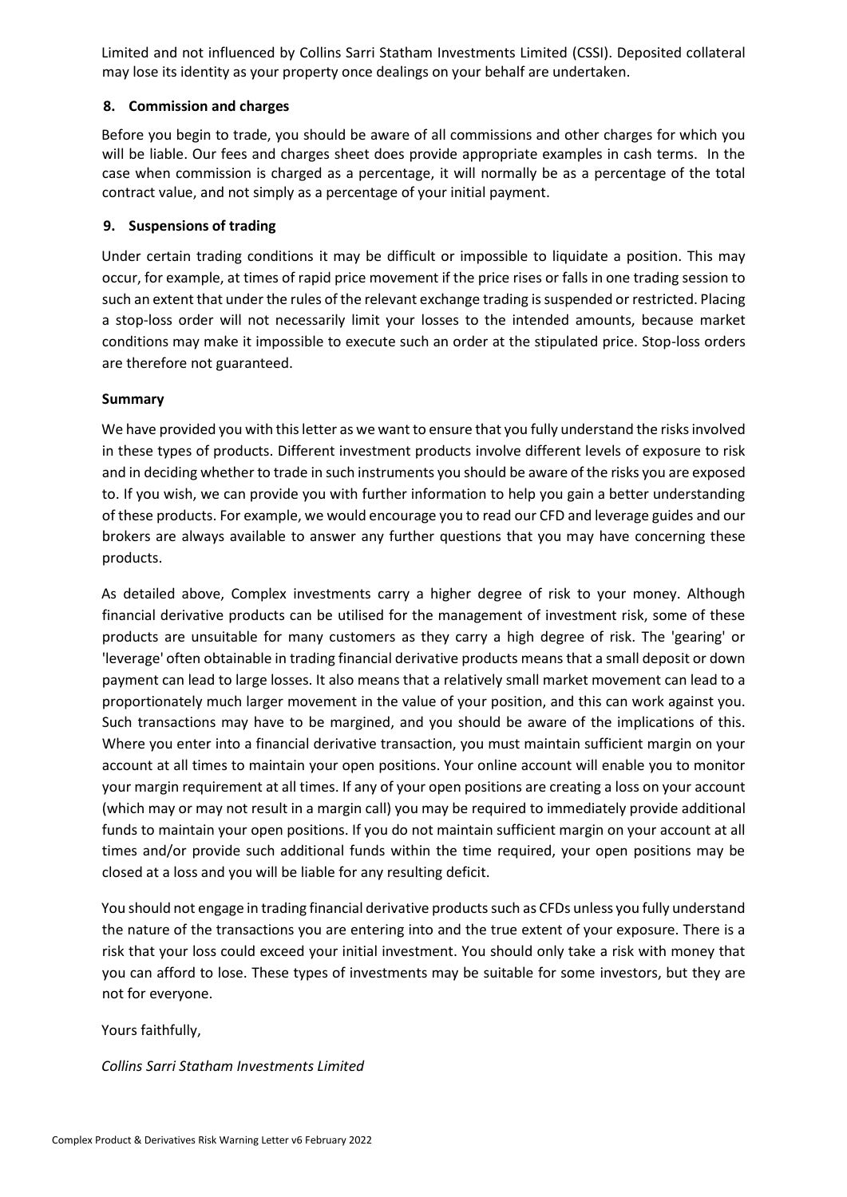Limited and not influenced by Collins Sarri Statham Investments Limited (CSSI). Deposited collateral may lose its identity as your property once dealings on your behalf are undertaken.

### 8. Commission and charges

Before you begin to trade, you should be aware of all commissions and other charges for which you will be liable. Our fees and charges sheet does provide appropriate examples in cash terms. In the case when commission is charged as a percentage, it will normally be as a percentage of the total contract value, and not simply as a percentage of your initial payment.

### 9. Suspensions of trading

Under certain trading conditions it may be difficult or impossible to liquidate a position. This may occur, for example, at times of rapid price movement if the price rises or falls in one trading session to such an extent that under the rules of the relevant exchange trading is suspended or restricted. Placing a stop-loss order will not necessarily limit your losses to the intended amounts, because market conditions may make it impossible to execute such an order at the stipulated price. Stop-loss orders are therefore not guaranteed.

### Summary

We have provided you with this letter as we want to ensure that you fully understand the risks involved in these types of products. Different investment products involve different levels of exposure to risk and in deciding whether to trade in such instruments you should be aware of the risks you are exposed to. If you wish, we can provide you with further information to help you gain a better understanding of these products. For example, we would encourage you to read our CFD and leverage guides and our brokers are always available to answer any further questions that you may have concerning these products.

As detailed above, Complex investments carry a higher degree of risk to your money. Although financial derivative products can be utilised for the management of investment risk, some of these products are unsuitable for many customers as they carry a high degree of risk. The 'gearing' or 'leverage' often obtainable in trading financial derivative products means that a small deposit or down payment can lead to large losses. It also means that a relatively small market movement can lead to a proportionately much larger movement in the value of your position, and this can work against you. Such transactions may have to be margined, and you should be aware of the implications of this. Where you enter into a financial derivative transaction, you must maintain sufficient margin on your account at all times to maintain your open positions. Your online account will enable you to monitor your margin requirement at all times. If any of your open positions are creating a loss on your account (which may or may not result in a margin call) you may be required to immediately provide additional funds to maintain your open positions. If you do not maintain sufficient margin on your account at all times and/or provide such additional funds within the time required, your open positions may be closed at a loss and you will be liable for any resulting deficit.

You should not engage in trading financial derivative products such as CFDs unless you fully understand the nature of the transactions you are entering into and the true extent of your exposure. There is a risk that your loss could exceed your initial investment. You should only take a risk with money that you can afford to lose. These types of investments may be suitable for some investors, but they are not for everyone.

Yours faithfully,

*Collins Sarri Statham Investments Limited*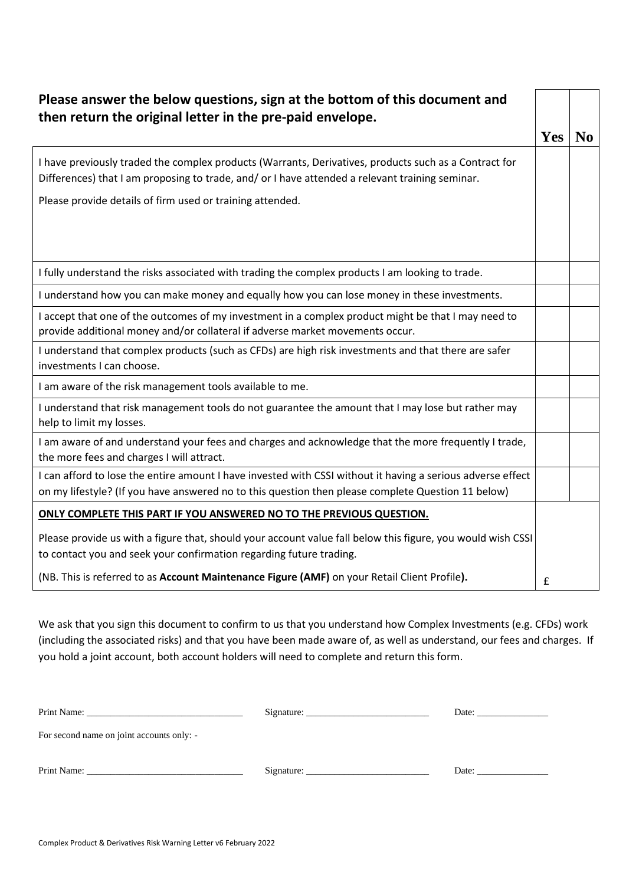| **Please answer the below questions, sign at the bottom of this document and then return the original letter in the pre-paid envelope.** | **Yes** | **No** |
|---|---|---|
| I have previously traded the complex products (Warrants, Derivatives, products such as a Contract for Differences) that I am proposing to trade, and/ or I have attended a relevant training seminar.<br><br>Please provide details of firm used or training attended. | | |
| I fully understand the risks associated with trading the complex products I am looking to trade. | | |
| I understand how you can make money and equally how you can lose money in these investments. | | |
| I accept that one of the outcomes of my investment in a complex product might be that I may need to provide additional money and/or collateral if adverse market movements occur. | | |
| I understand that complex products (such as CFDs) are high risk investments and that there are safer investments I can choose. | | |
| I am aware of the risk management tools available to me. | | |
| I understand that risk management tools do not guarantee the amount that I may lose but rather may help to limit my losses. | | |
| I am aware of and understand your fees and charges and acknowledge that the more frequently I trade, the more fees and charges I will attract. | | |
| I can afford to lose the entire amount I have invested with CSSI without it having a serious adverse effect on my lifestyle? (If you have answered no to this question then please complete Question 11 below) | | |
| <u>**ONLY COMPLETE THIS PART IF YOU ANSWERED NO TO THE PREVIOUS QUESTION.**</u><br><br>Please provide us with a figure that, should your account value fall below this figure, you would wish CSSI to contact you and seek your confirmation regarding future trading.<br><br>(NB. This is referred to as **Account Maintenance Figure (AMF)** on your Retail Client Profile**).** | £ | |

We ask that you sign this document to confirm to us that you understand how Complex Investments (e.g. CFDs) work (including the associated risks) and that you have been made aware of, as well as understand, our fees and charges. If you hold a joint account, both account holders will need to complete and return this form.

Print Name: ______________________ Signature: ______________________ Date: ______________

For second name on joint accounts only: -

Print Name: ______________________ Signature: ______________________ Date: ______________

Complex Product & Derivatives Risk Warning Letter v6 February 2022